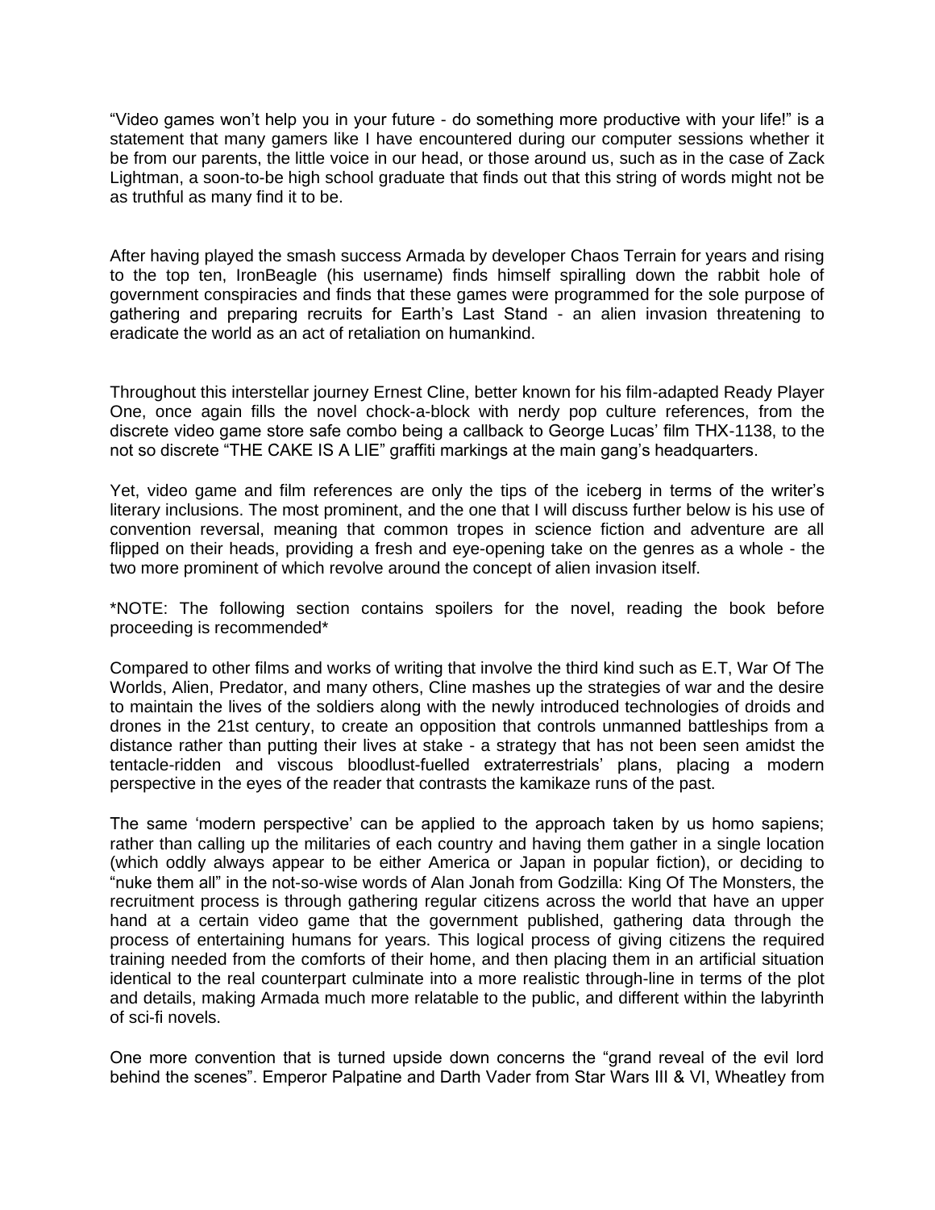"Video games won't help you in your future - do something more productive with your life!" is a statement that many gamers like I have encountered during our computer sessions whether it be from our parents, the little voice in our head, or those around us, such as in the case of Zack Lightman, a soon-to-be high school graduate that finds out that this string of words might not be as truthful as many find it to be.

After having played the smash success Armada by developer Chaos Terrain for years and rising to the top ten, IronBeagle (his username) finds himself spiralling down the rabbit hole of government conspiracies and finds that these games were programmed for the sole purpose of gathering and preparing recruits for Earth's Last Stand - an alien invasion threatening to eradicate the world as an act of retaliation on humankind.

Throughout this interstellar journey Ernest Cline, better known for his film-adapted Ready Player One, once again fills the novel chock-a-block with nerdy pop culture references, from the discrete video game store safe combo being a callback to George Lucas' film THX-1138, to the not so discrete "THE CAKE IS A LIE" graffiti markings at the main gang's headquarters.

Yet, video game and film references are only the tips of the iceberg in terms of the writer's literary inclusions. The most prominent, and the one that I will discuss further below is his use of convention reversal, meaning that common tropes in science fiction and adventure are all flipped on their heads, providing a fresh and eye-opening take on the genres as a whole - the two more prominent of which revolve around the concept of alien invasion itself.

*NOTE: The following section contains spoilers for the novel, reading the book before proceeding is recommended*

Compared to other films and works of writing that involve the third kind such as E.T, War Of The Worlds, Alien, Predator, and many others, Cline mashes up the strategies of war and the desire to maintain the lives of the soldiers along with the newly introduced technologies of droids and drones in the 21st century, to create an opposition that controls unmanned battleships from a distance rather than putting their lives at stake - a strategy that has not been seen amidst the tentacle-ridden and viscous bloodlust-fuelled extraterrestrials' plans, placing a modern perspective in the eyes of the reader that contrasts the kamikaze runs of the past.

The same 'modern perspective' can be applied to the approach taken by us homo sapiens; rather than calling up the militaries of each country and having them gather in a single location (which oddly always appear to be either America or Japan in popular fiction), or deciding to "nuke them all" in the not-so-wise words of Alan Jonah from Godzilla: King Of The Monsters, the recruitment process is through gathering regular citizens across the world that have an upper hand at a certain video game that the government published, gathering data through the process of entertaining humans for years. This logical process of giving citizens the required training needed from the comforts of their home, and then placing them in an artificial situation identical to the real counterpart culminate into a more realistic through-line in terms of the plot and details, making Armada much more relatable to the public, and different within the labyrinth of sci-fi novels.

One more convention that is turned upside down concerns the "grand reveal of the evil lord behind the scenes". Emperor Palpatine and Darth Vader from Star Wars III & VI, Wheatley from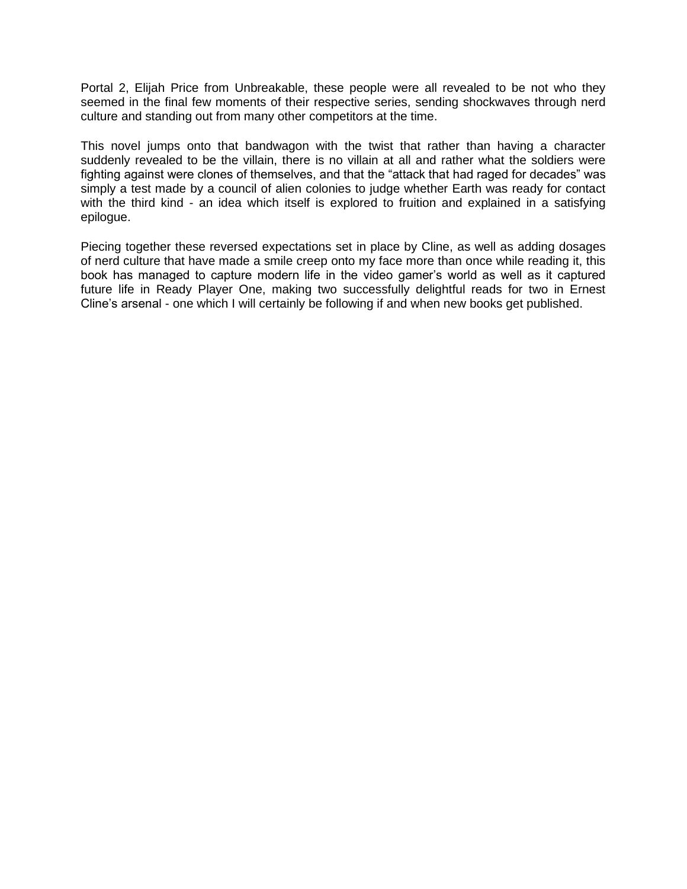Portal 2, Elijah Price from Unbreakable, these people were all revealed to be not who they seemed in the final few moments of their respective series, sending shockwaves through nerd culture and standing out from many other competitors at the time.

This novel jumps onto that bandwagon with the twist that rather than having a character suddenly revealed to be the villain, there is no villain at all and rather what the soldiers were fighting against were clones of themselves, and that the “attack that had raged for decades” was simply a test made by a council of alien colonies to judge whether Earth was ready for contact with the third kind - an idea which itself is explored to fruition and explained in a satisfying epilogue.

Piecing together these reversed expectations set in place by Cline, as well as adding dosages of nerd culture that have made a smile creep onto my face more than once while reading it, this book has managed to capture modern life in the video gamer’s world as well as it captured future life in Ready Player One, making two successfully delightful reads for two in Ernest Cline’s arsenal - one which I will certainly be following if and when new books get published.